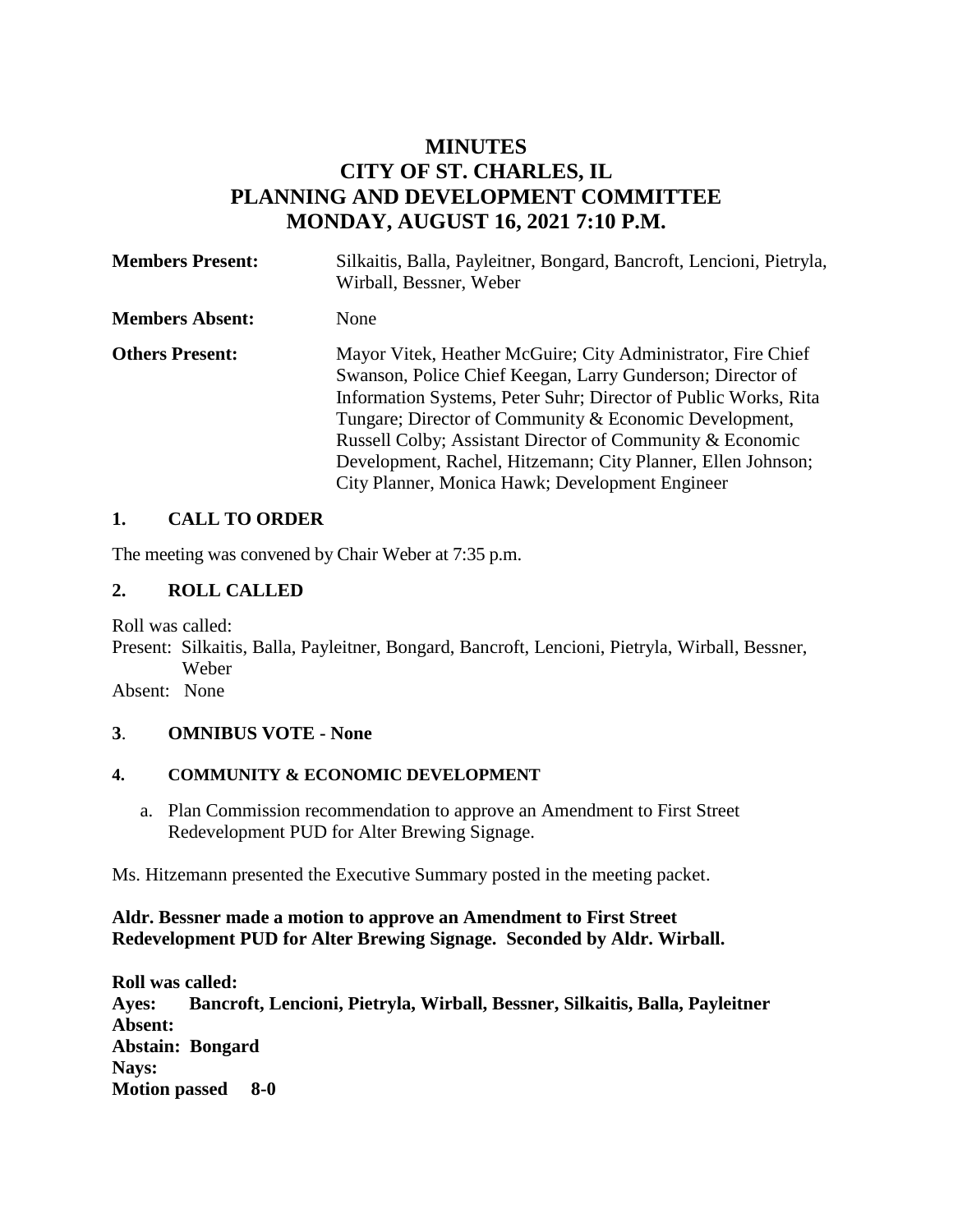# MINUTES
# CITY OF ST. CHARLES, IL
# PLANNING AND DEVELOPMENT COMMITTEE
# MONDAY, AUGUST 16, 2021 7:10 P.M.

**Members Present:** Silkaitis, Balla, Payleitner, Bongard, Bancroft, Lencioni, Pietryla, Wirball, Bessner, Weber

**Members Absent:** None

**Others Present:** Mayor Vitek, Heather McGuire; City Administrator, Fire Chief Swanson, Police Chief Keegan, Larry Gunderson; Director of Information Systems, Peter Suhr; Director of Public Works, Rita Tungare; Director of Community & Economic Development, Russell Colby; Assistant Director of Community & Economic Development, Rachel, Hitzemann; City Planner, Ellen Johnson; City Planner, Monica Hawk; Development Engineer

## 1. CALL TO ORDER

The meeting was convened by Chair Weber at 7:35 p.m.

## 2. ROLL CALLED

Roll was called:
Present: Silkaitis, Balla, Payleitner, Bongard, Bancroft, Lencioni, Pietryla, Wirball, Bessner, Weber
Absent: None

## 3. OMNIBUS VOTE - None

## 4. COMMUNITY & ECONOMIC DEVELOPMENT

a. Plan Commission recommendation to approve an Amendment to First Street Redevelopment PUD for Alter Brewing Signage.

Ms. Hitzemann presented the Executive Summary posted in the meeting packet.

**Aldr. Bessner made a motion to approve an Amendment to First Street Redevelopment PUD for Alter Brewing Signage. Seconded by Aldr. Wirball.**

**Roll was called:**
**Ayes: Bancroft, Lencioni, Pietryla, Wirball, Bessner, Silkaitis, Balla, Payleitner**
**Absent:**
**Abstain: Bongard**
**Nays:**
**Motion passed 8-0**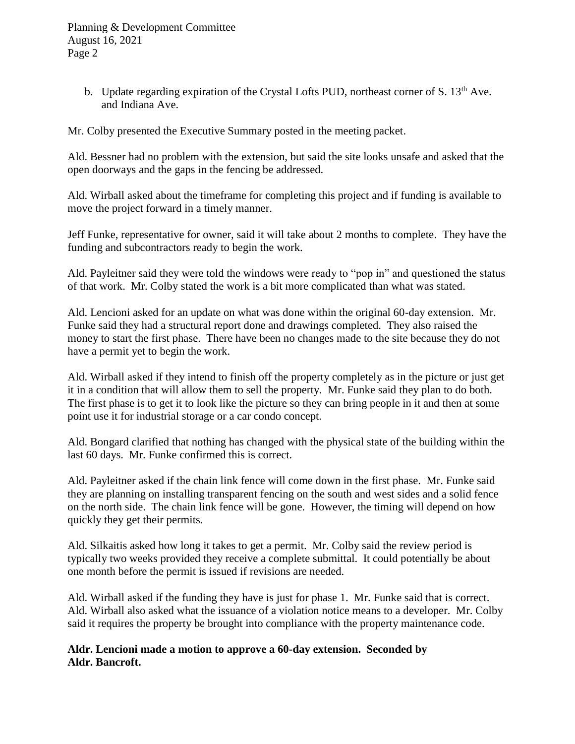b. Update regarding expiration of the Crystal Lofts PUD, northeast corner of S. 13th Ave. and Indiana Ave.

Mr. Colby presented the Executive Summary posted in the meeting packet.

Ald. Bessner had no problem with the extension, but said the site looks unsafe and asked that the open doorways and the gaps in the fencing be addressed.

Ald. Wirball asked about the timeframe for completing this project and if funding is available to move the project forward in a timely manner.

Jeff Funke, representative for owner, said it will take about 2 months to complete. They have the funding and subcontractors ready to begin the work.

Ald. Payleitner said they were told the windows were ready to "pop in" and questioned the status of that work. Mr. Colby stated the work is a bit more complicated than what was stated.

Ald. Lencioni asked for an update on what was done within the original 60-day extension. Mr. Funke said they had a structural report done and drawings completed. They also raised the money to start the first phase. There have been no changes made to the site because they do not have a permit yet to begin the work.

Ald. Wirball asked if they intend to finish off the property completely as in the picture or just get it in a condition that will allow them to sell the property. Mr. Funke said they plan to do both. The first phase is to get it to look like the picture so they can bring people in it and then at some point use it for industrial storage or a car condo concept.

Ald. Bongard clarified that nothing has changed with the physical state of the building within the last 60 days. Mr. Funke confirmed this is correct.

Ald. Payleitner asked if the chain link fence will come down in the first phase. Mr. Funke said they are planning on installing transparent fencing on the south and west sides and a solid fence on the north side. The chain link fence will be gone. However, the timing will depend on how quickly they get their permits.

Ald. Silkaitis asked how long it takes to get a permit. Mr. Colby said the review period is typically two weeks provided they receive a complete submittal. It could potentially be about one month before the permit is issued if revisions are needed.

Ald. Wirball asked if the funding they have is just for phase 1. Mr. Funke said that is correct. Ald. Wirball also asked what the issuance of a violation notice means to a developer. Mr. Colby said it requires the property be brought into compliance with the property maintenance code.

**Aldr. Lencioni made a motion to approve a 60-day extension. Seconded by Aldr. Bancroft.**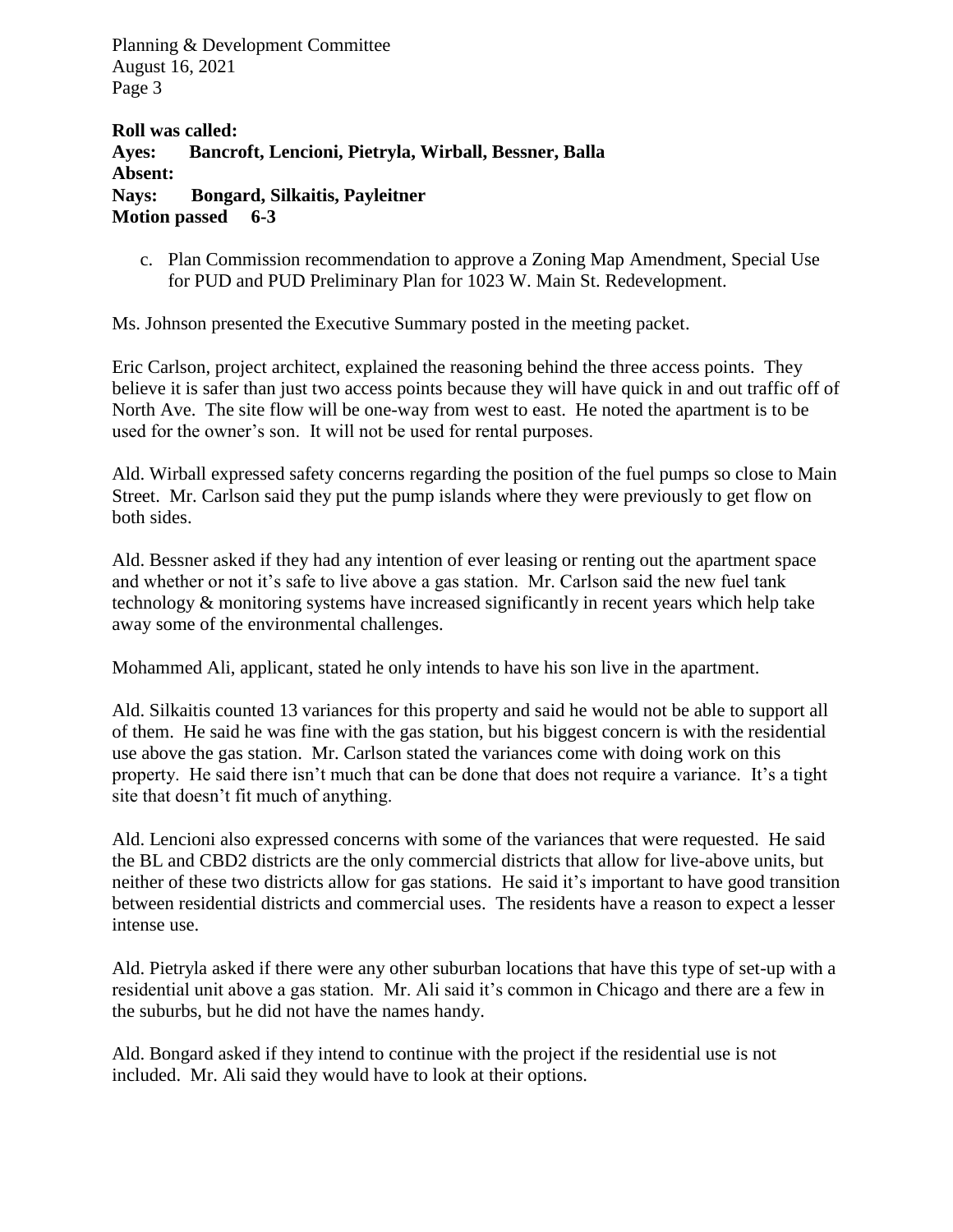**Roll was called:**
**Ayes: Bancroft, Lencioni, Pietryla, Wirball, Bessner, Balla**
**Absent:**
**Nays: Bongard, Silkaitis, Payleitner**
**Motion passed 6-3**

c. Plan Commission recommendation to approve a Zoning Map Amendment, Special Use for PUD and PUD Preliminary Plan for 1023 W. Main St. Redevelopment.

Ms. Johnson presented the Executive Summary posted in the meeting packet.

Eric Carlson, project architect, explained the reasoning behind the three access points. They believe it is safer than just two access points because they will have quick in and out traffic off of North Ave. The site flow will be one-way from west to east. He noted the apartment is to be used for the owner's son. It will not be used for rental purposes.

Ald. Wirball expressed safety concerns regarding the position of the fuel pumps so close to Main Street. Mr. Carlson said they put the pump islands where they were previously to get flow on both sides.

Ald. Bessner asked if they had any intention of ever leasing or renting out the apartment space and whether or not it's safe to live above a gas station. Mr. Carlson said the new fuel tank technology & monitoring systems have increased significantly in recent years which help take away some of the environmental challenges.

Mohammed Ali, applicant, stated he only intends to have his son live in the apartment.

Ald. Silkaitis counted 13 variances for this property and said he would not be able to support all of them. He said he was fine with the gas station, but his biggest concern is with the residential use above the gas station. Mr. Carlson stated the variances come with doing work on this property. He said there isn't much that can be done that does not require a variance. It's a tight site that doesn't fit much of anything.

Ald. Lencioni also expressed concerns with some of the variances that were requested. He said the BL and CBD2 districts are the only commercial districts that allow for live-above units, but neither of these two districts allow for gas stations. He said it's important to have good transition between residential districts and commercial uses. The residents have a reason to expect a lesser intense use.

Ald. Pietryla asked if there were any other suburban locations that have this type of set-up with a residential unit above a gas station. Mr. Ali said it's common in Chicago and there are a few in the suburbs, but he did not have the names handy.

Ald. Bongard asked if they intend to continue with the project if the residential use is not included. Mr. Ali said they would have to look at their options.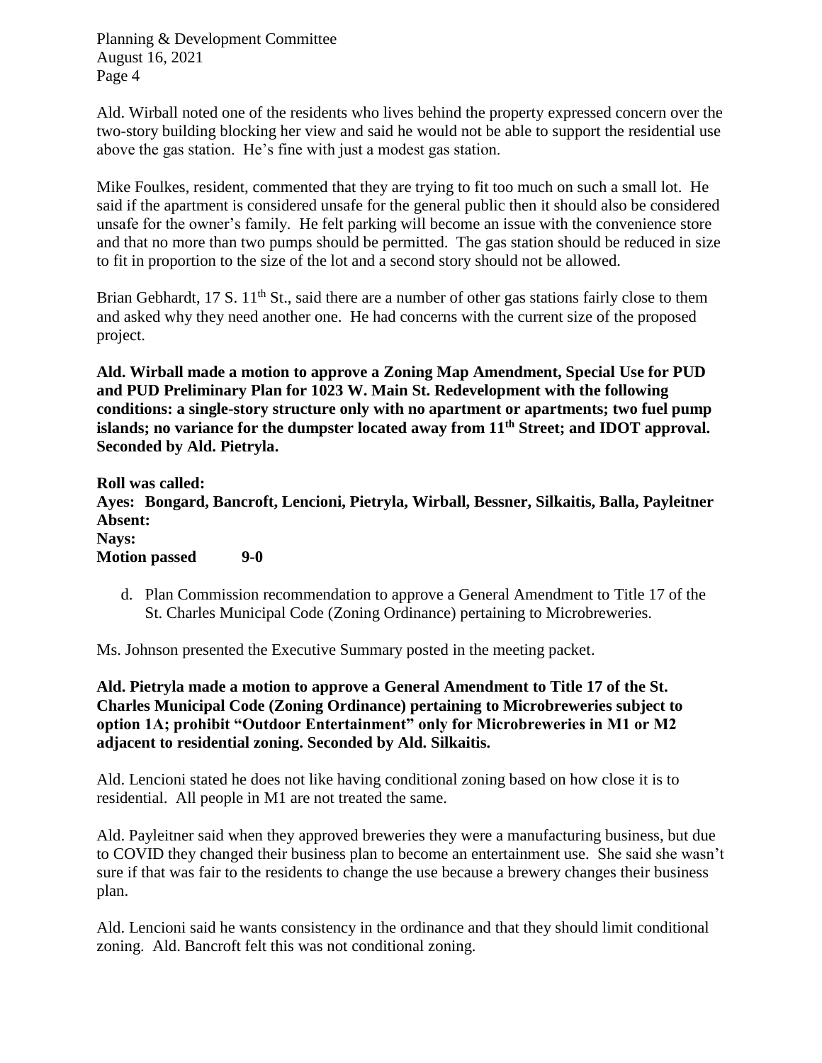Ald. Wirball noted one of the residents who lives behind the property expressed concern over the two-story building blocking her view and said he would not be able to support the residential use above the gas station. He's fine with just a modest gas station.

Mike Foulkes, resident, commented that they are trying to fit too much on such a small lot. He said if the apartment is considered unsafe for the general public then it should also be considered unsafe for the owner's family. He felt parking will become an issue with the convenience store and that no more than two pumps should be permitted. The gas station should be reduced in size to fit in proportion to the size of the lot and a second story should not be allowed.

Brian Gebhardt, 17 S. 11th St., said there are a number of other gas stations fairly close to them and asked why they need another one. He had concerns with the current size of the proposed project.

**Ald. Wirball made a motion to approve a Zoning Map Amendment, Special Use for PUD and PUD Preliminary Plan for 1023 W. Main St. Redevelopment with the following conditions: a single-story structure only with no apartment or apartments; two fuel pump islands; no variance for the dumpster located away from 11th Street; and IDOT approval. Seconded by Ald. Pietryla.**

**Roll was called:**
**Ayes: Bongard, Bancroft, Lencioni, Pietryla, Wirball, Bessner, Silkaitis, Balla, Payleitner**
**Absent:**
**Nays:**
**Motion passed 9-0**

d. Plan Commission recommendation to approve a General Amendment to Title 17 of the St. Charles Municipal Code (Zoning Ordinance) pertaining to Microbreweries.

Ms. Johnson presented the Executive Summary posted in the meeting packet.

**Ald. Pietryla made a motion to approve a General Amendment to Title 17 of the St. Charles Municipal Code (Zoning Ordinance) pertaining to Microbreweries subject to option 1A; prohibit "Outdoor Entertainment" only for Microbreweries in M1 or M2 adjacent to residential zoning. Seconded by Ald. Silkaitis.**

Ald. Lencioni stated he does not like having conditional zoning based on how close it is to residential. All people in M1 are not treated the same.

Ald. Payleitner said when they approved breweries they were a manufacturing business, but due to COVID they changed their business plan to become an entertainment use. She said she wasn't sure if that was fair to the residents to change the use because a brewery changes their business plan.

Ald. Lencioni said he wants consistency in the ordinance and that they should limit conditional zoning. Ald. Bancroft felt this was not conditional zoning.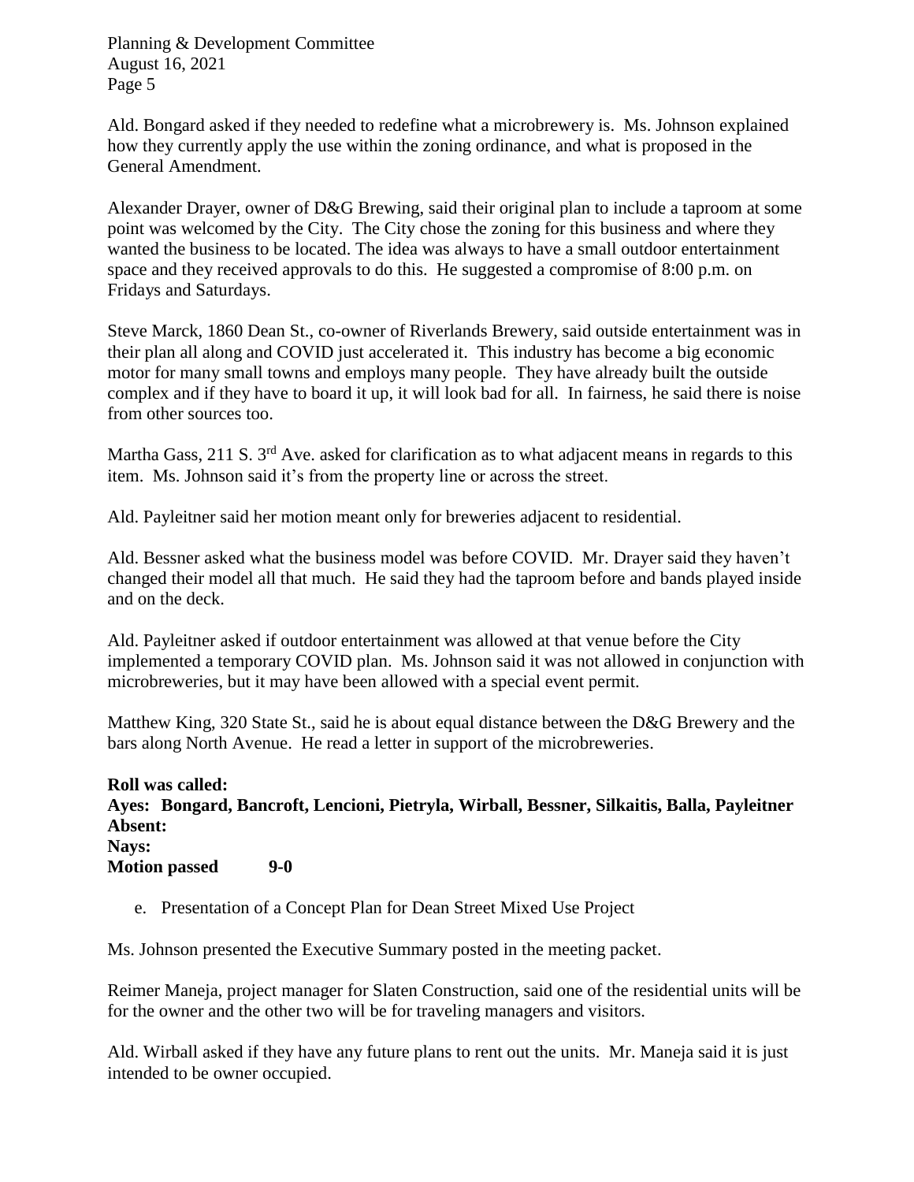Ald. Bongard asked if they needed to redefine what a microbrewery is. Ms. Johnson explained how they currently apply the use within the zoning ordinance, and what is proposed in the General Amendment.

Alexander Drayer, owner of D&G Brewing, said their original plan to include a taproom at some point was welcomed by the City. The City chose the zoning for this business and where they wanted the business to be located. The idea was always to have a small outdoor entertainment space and they received approvals to do this. He suggested a compromise of 8:00 p.m. on Fridays and Saturdays.

Steve Marck, 1860 Dean St., co-owner of Riverlands Brewery, said outside entertainment was in their plan all along and COVID just accelerated it. This industry has become a big economic motor for many small towns and employs many people. They have already built the outside complex and if they have to board it up, it will look bad for all. In fairness, he said there is noise from other sources too.

Martha Gass, 211 S. 3rd Ave. asked for clarification as to what adjacent means in regards to this item. Ms. Johnson said it's from the property line or across the street.

Ald. Payleitner said her motion meant only for breweries adjacent to residential.

Ald. Bessner asked what the business model was before COVID. Mr. Drayer said they haven't changed their model all that much. He said they had the taproom before and bands played inside and on the deck.

Ald. Payleitner asked if outdoor entertainment was allowed at that venue before the City implemented a temporary COVID plan. Ms. Johnson said it was not allowed in conjunction with microbreweries, but it may have been allowed with a special event permit.

Matthew King, 320 State St., said he is about equal distance between the D&G Brewery and the bars along North Avenue. He read a letter in support of the microbreweries.

**Roll was called:**
**Ayes: Bongard, Bancroft, Lencioni, Pietryla, Wirball, Bessner, Silkaitis, Balla, Payleitner**
**Absent:**
**Nays:**
**Motion passed 9-0**

e. Presentation of a Concept Plan for Dean Street Mixed Use Project

Ms. Johnson presented the Executive Summary posted in the meeting packet.

Reimer Maneja, project manager for Slaten Construction, said one of the residential units will be for the owner and the other two will be for traveling managers and visitors.

Ald. Wirball asked if they have any future plans to rent out the units. Mr. Maneja said it is just intended to be owner occupied.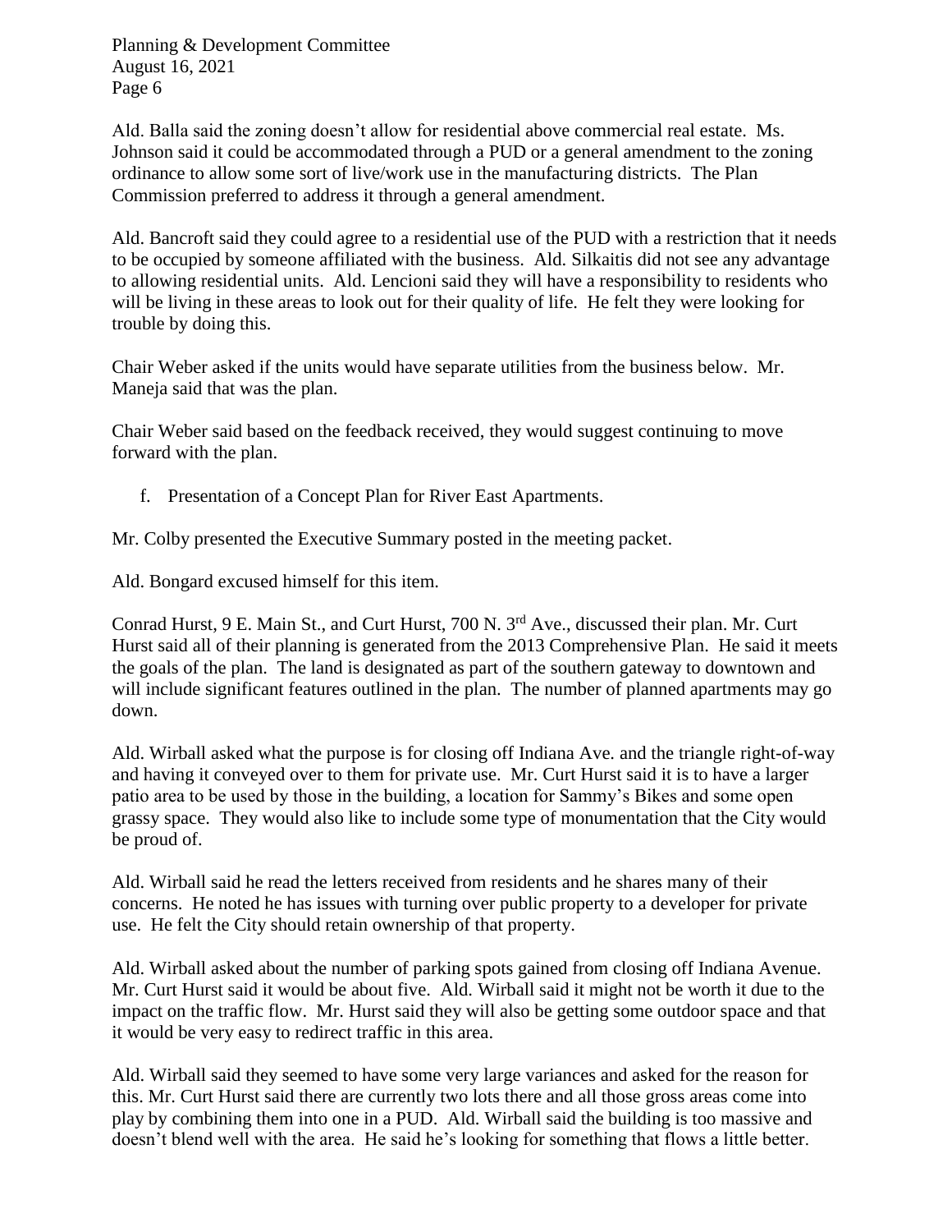Ald. Balla said the zoning doesn't allow for residential above commercial real estate. Ms. Johnson said it could be accommodated through a PUD or a general amendment to the zoning ordinance to allow some sort of live/work use in the manufacturing districts. The Plan Commission preferred to address it through a general amendment.

Ald. Bancroft said they could agree to a residential use of the PUD with a restriction that it needs to be occupied by someone affiliated with the business. Ald. Silkaitis did not see any advantage to allowing residential units. Ald. Lencioni said they will have a responsibility to residents who will be living in these areas to look out for their quality of life. He felt they were looking for trouble by doing this.

Chair Weber asked if the units would have separate utilities from the business below. Mr. Maneja said that was the plan.

Chair Weber said based on the feedback received, they would suggest continuing to move forward with the plan.

f. Presentation of a Concept Plan for River East Apartments.

Mr. Colby presented the Executive Summary posted in the meeting packet.

Ald. Bongard excused himself for this item.

Conrad Hurst, 9 E. Main St., and Curt Hurst, 700 N. 3rd Ave., discussed their plan. Mr. Curt Hurst said all of their planning is generated from the 2013 Comprehensive Plan. He said it meets the goals of the plan. The land is designated as part of the southern gateway to downtown and will include significant features outlined in the plan. The number of planned apartments may go down.

Ald. Wirball asked what the purpose is for closing off Indiana Ave. and the triangle right-of-way and having it conveyed over to them for private use. Mr. Curt Hurst said it is to have a larger patio area to be used by those in the building, a location for Sammy's Bikes and some open grassy space. They would also like to include some type of monumentation that the City would be proud of.

Ald. Wirball said he read the letters received from residents and he shares many of their concerns. He noted he has issues with turning over public property to a developer for private use. He felt the City should retain ownership of that property.

Ald. Wirball asked about the number of parking spots gained from closing off Indiana Avenue. Mr. Curt Hurst said it would be about five. Ald. Wirball said it might not be worth it due to the impact on the traffic flow. Mr. Hurst said they will also be getting some outdoor space and that it would be very easy to redirect traffic in this area.

Ald. Wirball said they seemed to have some very large variances and asked for the reason for this. Mr. Curt Hurst said there are currently two lots there and all those gross areas come into play by combining them into one in a PUD. Ald. Wirball said the building is too massive and doesn't blend well with the area. He said he's looking for something that flows a little better.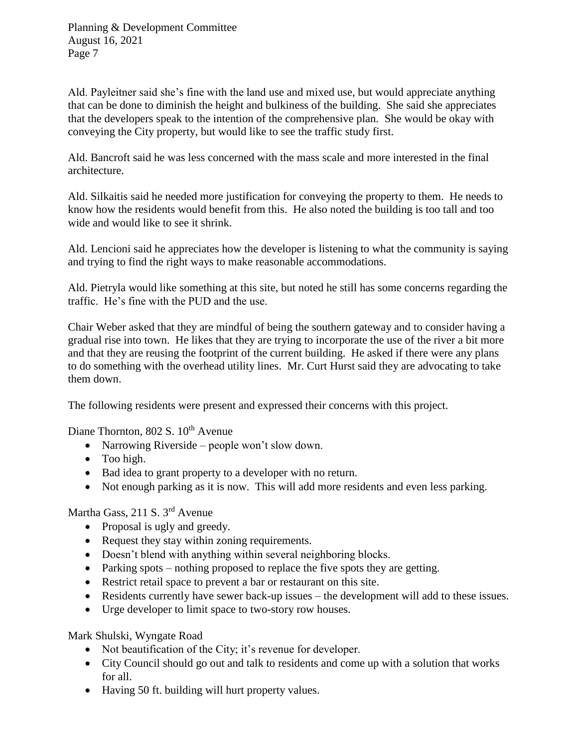Ald. Payleitner said she's fine with the land use and mixed use, but would appreciate anything that can be done to diminish the height and bulkiness of the building. She said she appreciates that the developers speak to the intention of the comprehensive plan. She would be okay with conveying the City property, but would like to see the traffic study first.

Ald. Bancroft said he was less concerned with the mass scale and more interested in the final architecture.

Ald. Silkaitis said he needed more justification for conveying the property to them. He needs to know how the residents would benefit from this. He also noted the building is too tall and too wide and would like to see it shrink.

Ald. Lencioni said he appreciates how the developer is listening to what the community is saying and trying to find the right ways to make reasonable accommodations.

Ald. Pietryla would like something at this site, but noted he still has some concerns regarding the traffic. He's fine with the PUD and the use.

Chair Weber asked that they are mindful of being the southern gateway and to consider having a gradual rise into town. He likes that they are trying to incorporate the use of the river a bit more and that they are reusing the footprint of the current building. He asked if there were any plans to do something with the overhead utility lines. Mr. Curt Hurst said they are advocating to take them down.

The following residents were present and expressed their concerns with this project.

Diane Thornton, 802 S. 10th Avenue

- Narrowing Riverside – people won't slow down.
- Too high.
- Bad idea to grant property to a developer with no return.
- Not enough parking as it is now. This will add more residents and even less parking.

Martha Gass, 211 S. 3rd Avenue

- Proposal is ugly and greedy.
- Request they stay within zoning requirements.
- Doesn't blend with anything within several neighboring blocks.
- Parking spots – nothing proposed to replace the five spots they are getting.
- Restrict retail space to prevent a bar or restaurant on this site.
- Residents currently have sewer back-up issues – the development will add to these issues.
- Urge developer to limit space to two-story row houses.

Mark Shulski, Wyngate Road

- Not beautification of the City; it's revenue for developer.
- City Council should go out and talk to residents and come up with a solution that works for all.
- Having 50 ft. building will hurt property values.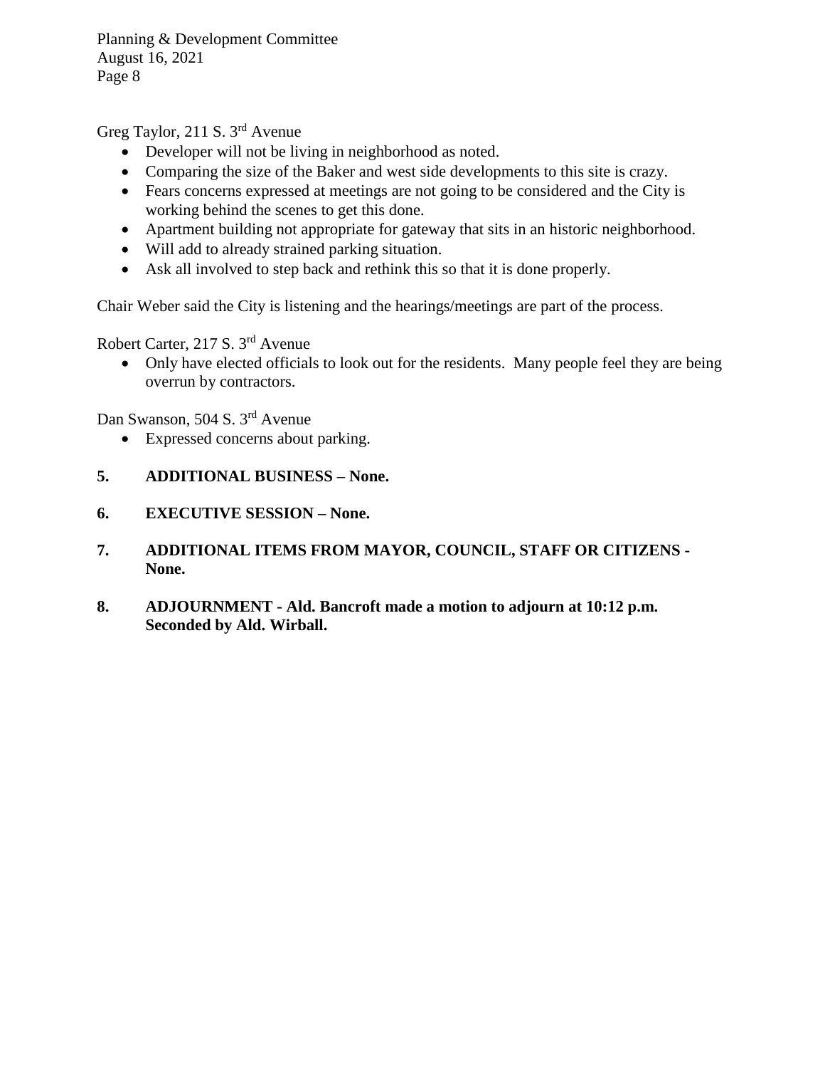Greg Taylor, 211 S. 3rd Avenue

- Developer will not be living in neighborhood as noted.
- Comparing the size of the Baker and west side developments to this site is crazy.
- Fears concerns expressed at meetings are not going to be considered and the City is working behind the scenes to get this done.
- Apartment building not appropriate for gateway that sits in an historic neighborhood.
- Will add to already strained parking situation.
- Ask all involved to step back and rethink this so that it is done properly.

Chair Weber said the City is listening and the hearings/meetings are part of the process.

Robert Carter, 217 S. 3rd Avenue

- Only have elected officials to look out for the residents. Many people feel they are being overrun by contractors.

Dan Swanson, 504 S. 3rd Avenue

- Expressed concerns about parking.

**5. ADDITIONAL BUSINESS – None.**

**6. EXECUTIVE SESSION – None.**

**7. ADDITIONAL ITEMS FROM MAYOR, COUNCIL, STAFF OR CITIZENS - None.**

**8. ADJOURNMENT - Ald. Bancroft made a motion to adjourn at 10:12 p.m. Seconded by Ald. Wirball.**